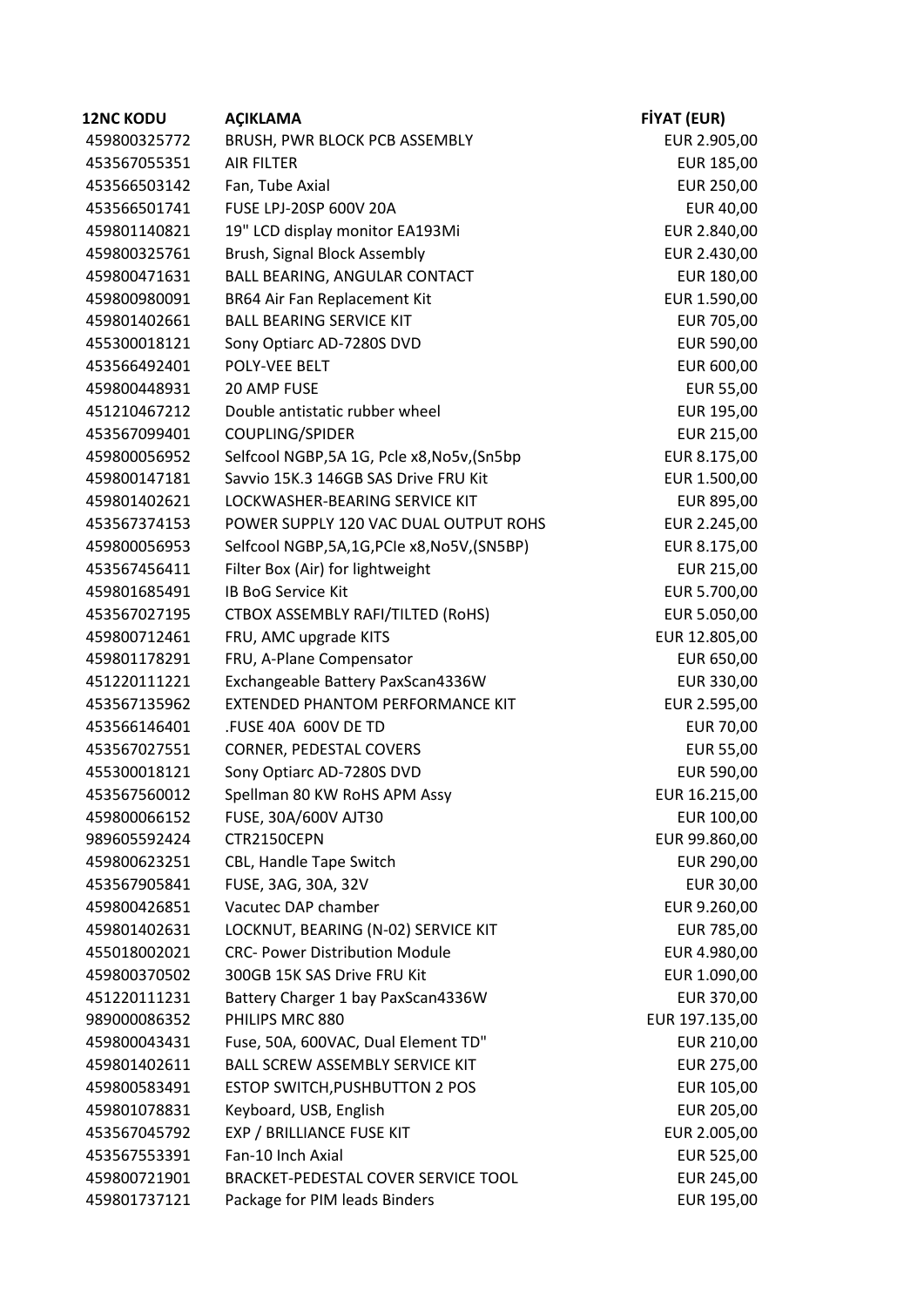| 12NC KODU | AÇIKLAMA | FİYAT (EUR) |
|---|---|---|
| 459800325772 | BRUSH, PWR BLOCK PCB ASSEMBLY | EUR 2.905,00 |
| 453567055351 | AIR FILTER | EUR 185,00 |
| 453566503142 | Fan, Tube Axial | EUR 250,00 |
| 453566501741 | FUSE LPJ-20SP 600V 20A | EUR 40,00 |
| 459801140821 | 19" LCD display monitor EA193Mi | EUR 2.840,00 |
| 459800325761 | Brush, Signal Block Assembly | EUR 2.430,00 |
| 459800471631 | BALL BEARING, ANGULAR CONTACT | EUR 180,00 |
| 459800980091 | BR64 Air Fan Replacement Kit | EUR 1.590,00 |
| 459801402661 | BALL BEARING SERVICE KIT | EUR 705,00 |
| 455300018121 | Sony Optiarc AD-7280S DVD | EUR 590,00 |
| 453566492401 | POLY-VEE BELT | EUR 600,00 |
| 459800448931 | 20 AMP FUSE | EUR 55,00 |
| 451210467212 | Double antistatic rubber wheel | EUR 195,00 |
| 453567099401 | COUPLING/SPIDER | EUR 215,00 |
| 459800056952 | Selfcool NGBP,5A 1G, Pcle x8,No5v,(Sn5bp | EUR 8.175,00 |
| 459800147181 | Savvio 15K.3 146GB SAS Drive FRU Kit | EUR 1.500,00 |
| 459801402621 | LOCKWASHER-BEARING SERVICE KIT | EUR 895,00 |
| 453567374153 | POWER SUPPLY 120 VAC DUAL OUTPUT ROHS | EUR 2.245,00 |
| 459800056953 | Selfcool NGBP,5A,1G,PCIe x8,No5V,(SN5BP) | EUR 8.175,00 |
| 453567456411 | Filter Box (Air) for lightweight | EUR 215,00 |
| 459801685491 | IB BoG Service Kit | EUR 5.700,00 |
| 453567027195 | CTBOX ASSEMBLY RAFI/TILTED (RoHS) | EUR 5.050,00 |
| 459800712461 | FRU, AMC upgrade KITS | EUR 12.805,00 |
| 459801178291 | FRU, A-Plane Compensator | EUR 650,00 |
| 451220111221 | Exchangeable Battery PaxScan4336W | EUR 330,00 |
| 453567135962 | EXTENDED PHANTOM PERFORMANCE KIT | EUR 2.595,00 |
| 453566146401 | .FUSE 40A 600V DE TD | EUR 70,00 |
| 453567027551 | CORNER, PEDESTAL COVERS | EUR 55,00 |
| 455300018121 | Sony Optiarc AD-7280S DVD | EUR 590,00 |
| 453567560012 | Spellman 80 KW RoHS APM Assy | EUR 16.215,00 |
| 459800066152 | FUSE, 30A/600V AJT30 | EUR 100,00 |
| 989605592424 | CTR2150CEPN | EUR 99.860,00 |
| 459800623251 | CBL, Handle Tape Switch | EUR 290,00 |
| 453567905841 | FUSE, 3AG, 30A, 32V | EUR 30,00 |
| 459800426851 | Vacutec DAP chamber | EUR 9.260,00 |
| 459801402631 | LOCKNUT, BEARING (N-02) SERVICE KIT | EUR 785,00 |
| 455018002021 | CRC- Power Distribution Module | EUR 4.980,00 |
| 459800370502 | 300GB 15K SAS Drive FRU Kit | EUR 1.090,00 |
| 451220111231 | Battery Charger 1 bay PaxScan4336W | EUR 370,00 |
| 989000086352 | PHILIPS MRC 880 | EUR 197.135,00 |
| 459800043431 | Fuse, 50A, 600VAC, Dual Element TD" | EUR 210,00 |
| 459801402611 | BALL SCREW ASSEMBLY SERVICE KIT | EUR 275,00 |
| 459800583491 | ESTOP SWITCH,PUSHBUTTON 2 POS | EUR 105,00 |
| 459801078831 | Keyboard, USB, English | EUR 205,00 |
| 453567045792 | EXP / BRILLIANCE FUSE KIT | EUR 2.005,00 |
| 453567553391 | Fan-10 Inch Axial | EUR 525,00 |
| 459800721901 | BRACKET-PEDESTAL COVER SERVICE TOOL | EUR 245,00 |
| 459801737121 | Package for PIM leads Binders | EUR 195,00 |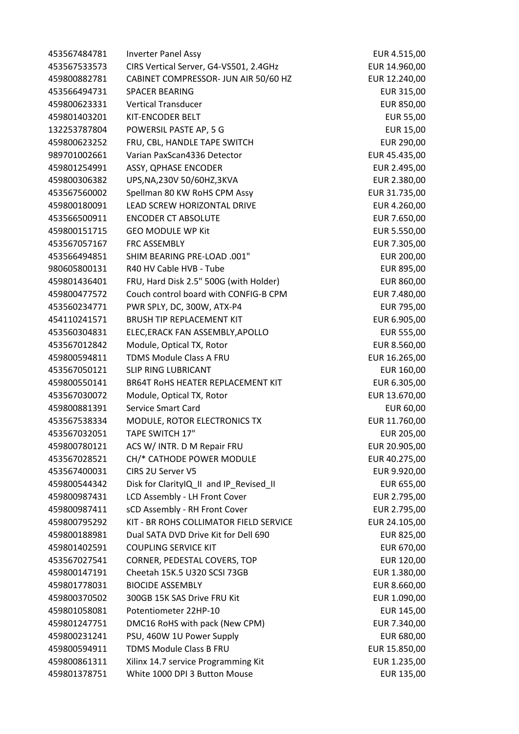| | | |
|---|---|---|
| 453567484781 | Inverter Panel Assy | EUR 4.515,00 |
| 453567533573 | CIRS Vertical Server, G4-VS501, 2.4GHz | EUR 14.960,00 |
| 459800882781 | CABINET COMPRESSOR- JUN AIR 50/60 HZ | EUR 12.240,00 |
| 453566494731 | SPACER BEARING | EUR 315,00 |
| 459800623331 | Vertical Transducer | EUR 850,00 |
| 459801403201 | KIT-ENCODER BELT | EUR 55,00 |
| 132253787804 | POWERSIL PASTE AP, 5 G | EUR 15,00 |
| 459800623252 | FRU, CBL, HANDLE TAPE SWITCH | EUR 290,00 |
| 989701002661 | Varian PaxScan4336 Detector | EUR 45.435,00 |
| 459801254991 | ASSY, QPHASE ENCODER | EUR 2.495,00 |
| 459800306382 | UPS,NA,230V 50/60HZ,3KVA | EUR 2.380,00 |
| 453567560002 | Spellman 80 KW RoHS CPM Assy | EUR 31.735,00 |
| 459800180091 | LEAD SCREW HORIZONTAL DRIVE | EUR 4.260,00 |
| 453566500911 | ENCODER CT ABSOLUTE | EUR 7.650,00 |
| 459800151715 | GEO MODULE WP Kit | EUR 5.550,00 |
| 453567057167 | FRC ASSEMBLY | EUR 7.305,00 |
| 453566494851 | SHIM BEARING PRE-LOAD .001" | EUR 200,00 |
| 980605800131 | R40 HV Cable HVB - Tube | EUR 895,00 |
| 459801436401 | FRU, Hard Disk 2.5" 500G (with Holder) | EUR 860,00 |
| 459800477572 | Couch control board with CONFIG-B CPM | EUR 7.480,00 |
| 453560234771 | PWR SPLY, DC, 300W, ATX-P4 | EUR 795,00 |
| 454110241571 | BRUSH TIP REPLACEMENT KIT | EUR 6.905,00 |
| 453560304831 | ELEC,ERACK FAN ASSEMBLY,APOLLO | EUR 555,00 |
| 453567012842 | Module, Optical TX, Rotor | EUR 8.560,00 |
| 459800594811 | TDMS Module Class A FRU | EUR 16.265,00 |
| 453567050121 | SLIP RING LUBRICANT | EUR 160,00 |
| 459800550141 | BR64T RoHS HEATER REPLACEMENT KIT | EUR 6.305,00 |
| 453567030072 | Module, Optical TX, Rotor | EUR 13.670,00 |
| 459800881391 | Service Smart Card | EUR 60,00 |
| 453567538334 | MODULE, ROTOR ELECTRONICS TX | EUR 11.760,00 |
| 453567032051 | TAPE SWITCH 17" | EUR 205,00 |
| 459800780121 | ACS W/ INTR. D M Repair FRU | EUR 20.905,00 |
| 453567028521 | CH/* CATHODE POWER MODULE | EUR 40.275,00 |
| 453567400031 | CIRS 2U Server V5 | EUR 9.920,00 |
| 459800544342 | Disk for ClarityIQ_II and IP_Revised_II | EUR 655,00 |
| 459800987431 | LCD Assembly - LH Front Cover | EUR 2.795,00 |
| 459800987411 | sCD Assembly - RH Front Cover | EUR 2.795,00 |
| 459800795292 | KIT - BR ROHS COLLIMATOR FIELD SERVICE | EUR 24.105,00 |
| 459800188981 | Dual SATA DVD Drive Kit for Dell 690 | EUR 825,00 |
| 459801402591 | COUPLING SERVICE KIT | EUR 670,00 |
| 453567027541 | CORNER, PEDESTAL COVERS, TOP | EUR 120,00 |
| 459800147191 | Cheetah 15K.5 U320 SCSI 73GB | EUR 1.380,00 |
| 459801778031 | BIOCIDE ASSEMBLY | EUR 8.660,00 |
| 459800370502 | 300GB 15K SAS Drive FRU Kit | EUR 1.090,00 |
| 459801058081 | Potentiometer 22HP-10 | EUR 145,00 |
| 459801247751 | DMC16 RoHS with pack (New CPM) | EUR 7.340,00 |
| 459800231241 | PSU, 460W 1U Power Supply | EUR 680,00 |
| 459800594911 | TDMS Module Class B FRU | EUR 15.850,00 |
| 459800861311 | Xilinx 14.7 service Programming Kit | EUR 1.235,00 |
| 459801378751 | White 1000 DPI 3 Button Mouse | EUR 135,00 |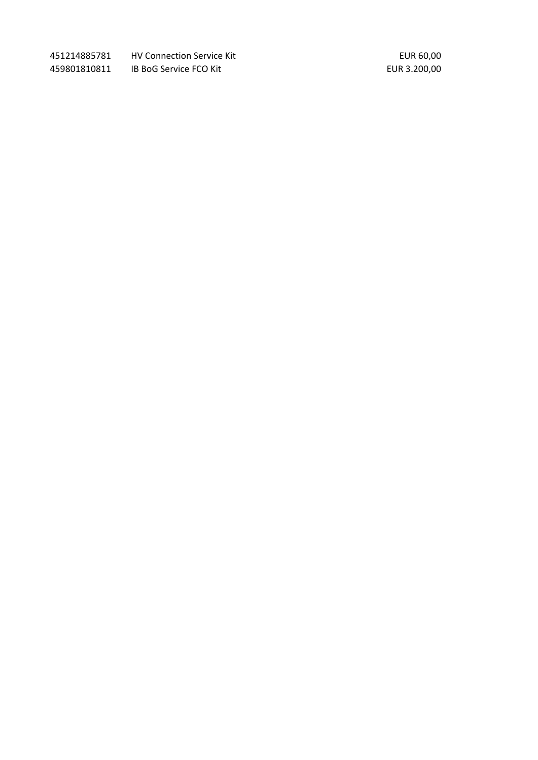| | | |
|---|---|---|
| 451214885781 | HV Connection Service Kit | EUR 60,00 |
| 459801810811 | IB BoG Service FCO Kit | EUR 3.200,00 |